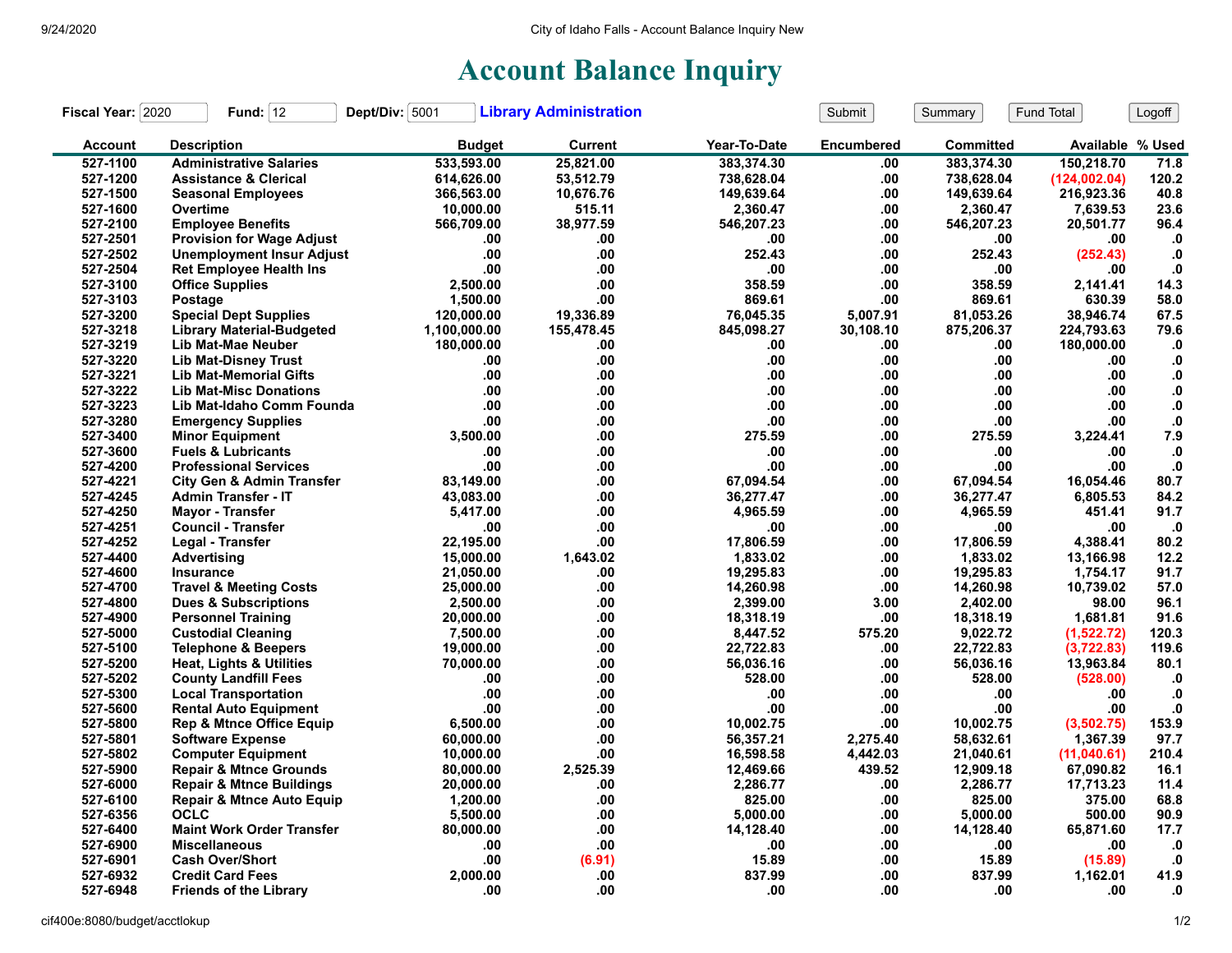# Account Balance Inquiry

**Fiscal Year:** 2020 **Fund:** 12 **Dept/Div:** 5001 **Library Administration**

| Account | Description | Budget | Current | Year-To-Date | Encumbered | Committed | Available | % Used |
|---|---|---|---|---|---|---|---|---|
| 527-1100 | Administrative Salaries | 533,593.00 | 25,821.00 | 383,374.30 | .00 | 383,374.30 | 150,218.70 | 71.8 |
| 527-1200 | Assistance & Clerical | 614,626.00 | 53,512.79 | 738,628.04 | .00 | 738,628.04 | (124,002.04) | 120.2 |
| 527-1500 | Seasonal Employees | 366,563.00 | 10,676.76 | 149,639.64 | .00 | 149,639.64 | 216,923.36 | 40.8 |
| 527-1600 | Overtime | 10,000.00 | 515.11 | 2,360.47 | .00 | 2,360.47 | 7,639.53 | 23.6 |
| 527-2100 | Employee Benefits | 566,709.00 | 38,977.59 | 546,207.23 | .00 | 546,207.23 | 20,501.77 | 96.4 |
| 527-2501 | Provision for Wage Adjust | .00 | .00 | .00 | .00 | .00 | .00 | .0 |
| 527-2502 | Unemployment Insur Adjust | .00 | .00 | 252.43 | .00 | 252.43 | (252.43) | .0 |
| 527-2504 | Ret Employee Health Ins | .00 | .00 | .00 | .00 | .00 | .00 | .0 |
| 527-3100 | Office Supplies | 2,500.00 | .00 | 358.59 | .00 | 358.59 | 2,141.41 | 14.3 |
| 527-3103 | Postage | 1,500.00 | .00 | 869.61 | .00 | 869.61 | 630.39 | 58.0 |
| 527-3200 | Special Dept Supplies | 120,000.00 | 19,336.89 | 76,045.35 | 5,007.91 | 81,053.26 | 38,946.74 | 67.5 |
| 527-3218 | Library Material-Budgeted | 1,100,000.00 | 155,478.45 | 845,098.27 | 30,108.10 | 875,206.37 | 224,793.63 | 79.6 |
| 527-3219 | Lib Mat-Mae Neuber | 180,000.00 | .00 | .00 | .00 | .00 | 180,000.00 | .0 |
| 527-3220 | Lib Mat-Disney Trust | .00 | .00 | .00 | .00 | .00 | .00 | .0 |
| 527-3221 | Lib Mat-Memorial Gifts | .00 | .00 | .00 | .00 | .00 | .00 | .0 |
| 527-3222 | Lib Mat-Misc Donations | .00 | .00 | .00 | .00 | .00 | .00 | .0 |
| 527-3223 | Lib Mat-Idaho Comm Founda | .00 | .00 | .00 | .00 | .00 | .00 | .0 |
| 527-3280 | Emergency Supplies | .00 | .00 | .00 | .00 | .00 | .00 | .0 |
| 527-3400 | Minor Equipment | 3,500.00 | .00 | 275.59 | .00 | 275.59 | 3,224.41 | 7.9 |
| 527-3600 | Fuels & Lubricants | .00 | .00 | .00 | .00 | .00 | .00 | .0 |
| 527-4200 | Professional Services | .00 | .00 | .00 | .00 | .00 | .00 | .0 |
| 527-4221 | City Gen & Admin Transfer | 83,149.00 | .00 | 67,094.54 | .00 | 67,094.54 | 16,054.46 | 80.7 |
| 527-4245 | Admin Transfer - IT | 43,083.00 | .00 | 36,277.47 | .00 | 36,277.47 | 6,805.53 | 84.2 |
| 527-4250 | Mayor - Transfer | 5,417.00 | .00 | 4,965.59 | .00 | 4,965.59 | 451.41 | 91.7 |
| 527-4251 | Council - Transfer | .00 | .00 | .00 | .00 | .00 | .00 | .0 |
| 527-4252 | Legal - Transfer | 22,195.00 | .00 | 17,806.59 | .00 | 17,806.59 | 4,388.41 | 80.2 |
| 527-4400 | Advertising | 15,000.00 | 1,643.02 | 1,833.02 | .00 | 1,833.02 | 13,166.98 | 12.2 |
| 527-4600 | Insurance | 21,050.00 | .00 | 19,295.83 | .00 | 19,295.83 | 1,754.17 | 91.7 |
| 527-4700 | Travel & Meeting Costs | 25,000.00 | .00 | 14,260.98 | .00 | 14,260.98 | 10,739.02 | 57.0 |
| 527-4800 | Dues & Subscriptions | 2,500.00 | .00 | 2,399.00 | 3.00 | 2,402.00 | 98.00 | 96.1 |
| 527-4900 | Personnel Training | 20,000.00 | .00 | 18,318.19 | .00 | 18,318.19 | 1,681.81 | 91.6 |
| 527-5000 | Custodial Cleaning | 7,500.00 | .00 | 8,447.52 | 575.20 | 9,022.72 | (1,522.72) | 120.3 |
| 527-5100 | Telephone & Beepers | 19,000.00 | .00 | 22,722.83 | .00 | 22,722.83 | (3,722.83) | 119.6 |
| 527-5200 | Heat, Lights & Utilities | 70,000.00 | .00 | 56,036.16 | .00 | 56,036.16 | 13,963.84 | 80.1 |
| 527-5202 | County Landfill Fees | .00 | .00 | 528.00 | .00 | 528.00 | (528.00) | .0 |
| 527-5300 | Local Transportation | .00 | .00 | .00 | .00 | .00 | .00 | .0 |
| 527-5600 | Rental Auto Equipment | .00 | .00 | .00 | .00 | .00 | .00 | .0 |
| 527-5800 | Rep & Mtnce Office Equip | 6,500.00 | .00 | 10,002.75 | .00 | 10,002.75 | (3,502.75) | 153.9 |
| 527-5801 | Software Expense | 60,000.00 | .00 | 56,357.21 | 2,275.40 | 58,632.61 | 1,367.39 | 97.7 |
| 527-5802 | Computer Equipment | 10,000.00 | .00 | 16,598.58 | 4,442.03 | 21,040.61 | (11,040.61) | 210.4 |
| 527-5900 | Repair & Mtnce Grounds | 80,000.00 | 2,525.39 | 12,469.66 | 439.52 | 12,909.18 | 67,090.82 | 16.1 |
| 527-6000 | Repair & Mtnce Buildings | 20,000.00 | .00 | 2,286.77 | .00 | 2,286.77 | 17,713.23 | 11.4 |
| 527-6100 | Repair & Mtnce Auto Equip | 1,200.00 | .00 | 825.00 | .00 | 825.00 | 375.00 | 68.8 |
| 527-6356 | OCLC | 5,500.00 | .00 | 5,000.00 | .00 | 5,000.00 | 500.00 | 90.9 |
| 527-6400 | Maint Work Order Transfer | 80,000.00 | .00 | 14,128.40 | .00 | 14,128.40 | 65,871.60 | 17.7 |
| 527-6900 | Miscellaneous | .00 | .00 | .00 | .00 | .00 | .00 | .0 |
| 527-6901 | Cash Over/Short | .00 | (6.91) | 15.89 | .00 | 15.89 | (15.89) | .0 |
| 527-6932 | Credit Card Fees | 2,000.00 | .00 | 837.99 | .00 | 837.99 | 1,162.01 | 41.9 |
| 527-6948 | Friends of the Library | .00 | .00 | .00 | .00 | .00 | .00 | .0 |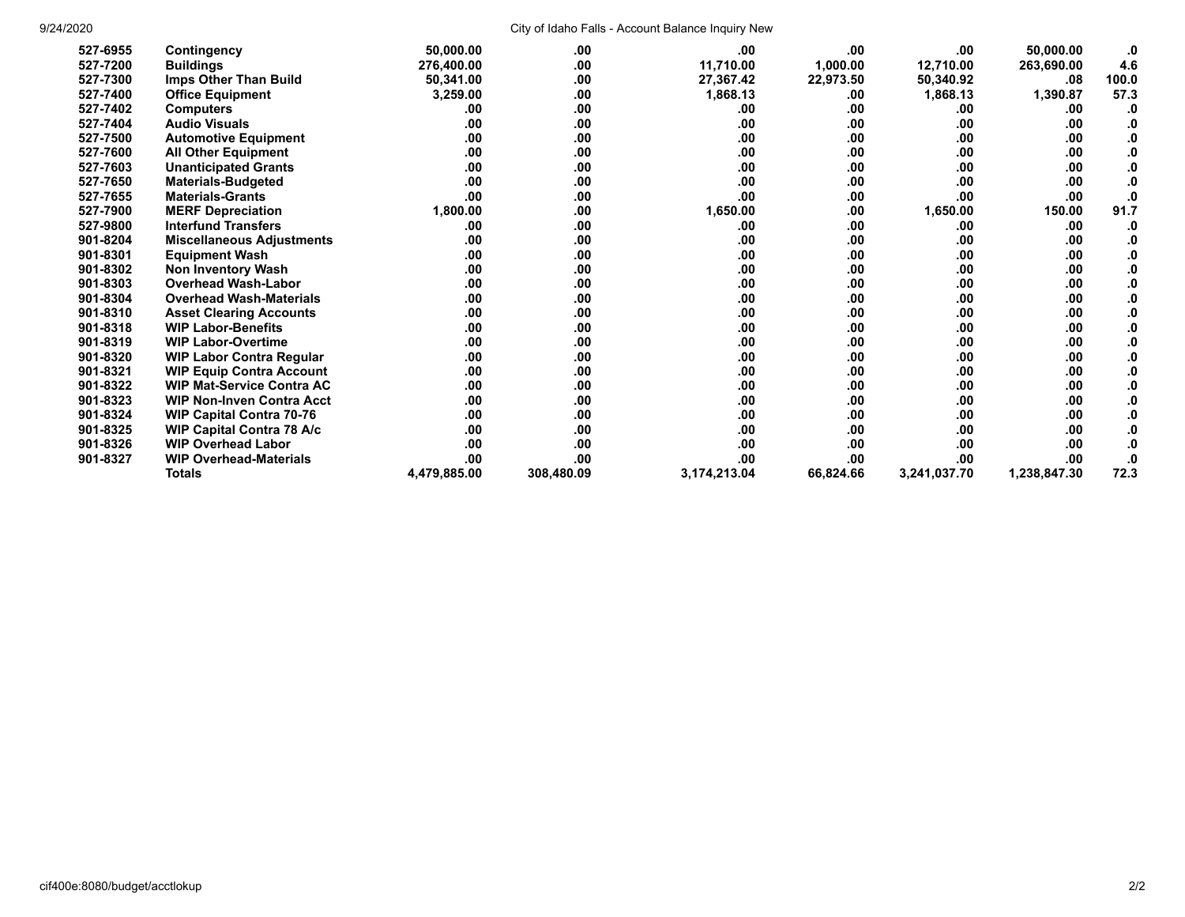| | | | | | | | | |
|---|---|---|---|---|---|---|---|---|
| 527-6955 | Contingency | 50,000.00 | .00 | .00 | .00 | .00 | 50,000.00 | .0 |
| 527-7200 | Buildings | 276,400.00 | .00 | 11,710.00 | 1,000.00 | 12,710.00 | 263,690.00 | 4.6 |
| 527-7300 | Imps Other Than Build | 50,341.00 | .00 | 27,367.42 | 22,973.50 | 50,340.92 | .08 | 100.0 |
| 527-7400 | Office Equipment | 3,259.00 | .00 | 1,868.13 | .00 | 1,868.13 | 1,390.87 | 57.3 |
| 527-7402 | Computers | .00 | .00 | .00 | .00 | .00 | .00 | .0 |
| 527-7404 | Audio Visuals | .00 | .00 | .00 | .00 | .00 | .00 | .0 |
| 527-7500 | Automotive Equipment | .00 | .00 | .00 | .00 | .00 | .00 | .0 |
| 527-7600 | All Other Equipment | .00 | .00 | .00 | .00 | .00 | .00 | .0 |
| 527-7603 | Unanticipated Grants | .00 | .00 | .00 | .00 | .00 | .00 | .0 |
| 527-7650 | Materials-Budgeted | .00 | .00 | .00 | .00 | .00 | .00 | .0 |
| 527-7655 | Materials-Grants | .00 | .00 | .00 | .00 | .00 | .00 | .0 |
| 527-7900 | MERF Depreciation | 1,800.00 | .00 | 1,650.00 | .00 | 1,650.00 | 150.00 | 91.7 |
| 527-9800 | Interfund Transfers | .00 | .00 | .00 | .00 | .00 | .00 | .0 |
| 901-8204 | Miscellaneous Adjustments | .00 | .00 | .00 | .00 | .00 | .00 | .0 |
| 901-8301 | Equipment Wash | .00 | .00 | .00 | .00 | .00 | .00 | .0 |
| 901-8302 | Non Inventory Wash | .00 | .00 | .00 | .00 | .00 | .00 | .0 |
| 901-8303 | Overhead Wash-Labor | .00 | .00 | .00 | .00 | .00 | .00 | .0 |
| 901-8304 | Overhead Wash-Materials | .00 | .00 | .00 | .00 | .00 | .00 | .0 |
| 901-8310 | Asset Clearing Accounts | .00 | .00 | .00 | .00 | .00 | .00 | .0 |
| 901-8318 | WIP Labor-Benefits | .00 | .00 | .00 | .00 | .00 | .00 | .0 |
| 901-8319 | WIP Labor-Overtime | .00 | .00 | .00 | .00 | .00 | .00 | .0 |
| 901-8320 | WIP Labor Contra Regular | .00 | .00 | .00 | .00 | .00 | .00 | .0 |
| 901-8321 | WIP Equip Contra Account | .00 | .00 | .00 | .00 | .00 | .00 | .0 |
| 901-8322 | WIP Mat-Service Contra AC | .00 | .00 | .00 | .00 | .00 | .00 | .0 |
| 901-8323 | WIP Non-Inven Contra Acct | .00 | .00 | .00 | .00 | .00 | .00 | .0 |
| 901-8324 | WIP Capital Contra 70-76 | .00 | .00 | .00 | .00 | .00 | .00 | .0 |
| 901-8325 | WIP Capital Contra 78 A/c | .00 | .00 | .00 | .00 | .00 | .00 | .0 |
| 901-8326 | WIP Overhead Labor | .00 | .00 | .00 | .00 | .00 | .00 | .0 |
| 901-8327 | WIP Overhead-Materials | .00 | .00 | .00 | .00 | .00 | .00 | .0 |
| | Totals | 4,479,885.00 | 308,480.09 | 3,174,213.04 | 66,824.66 | 3,241,037.70 | 1,238,847.30 | 72.3 |